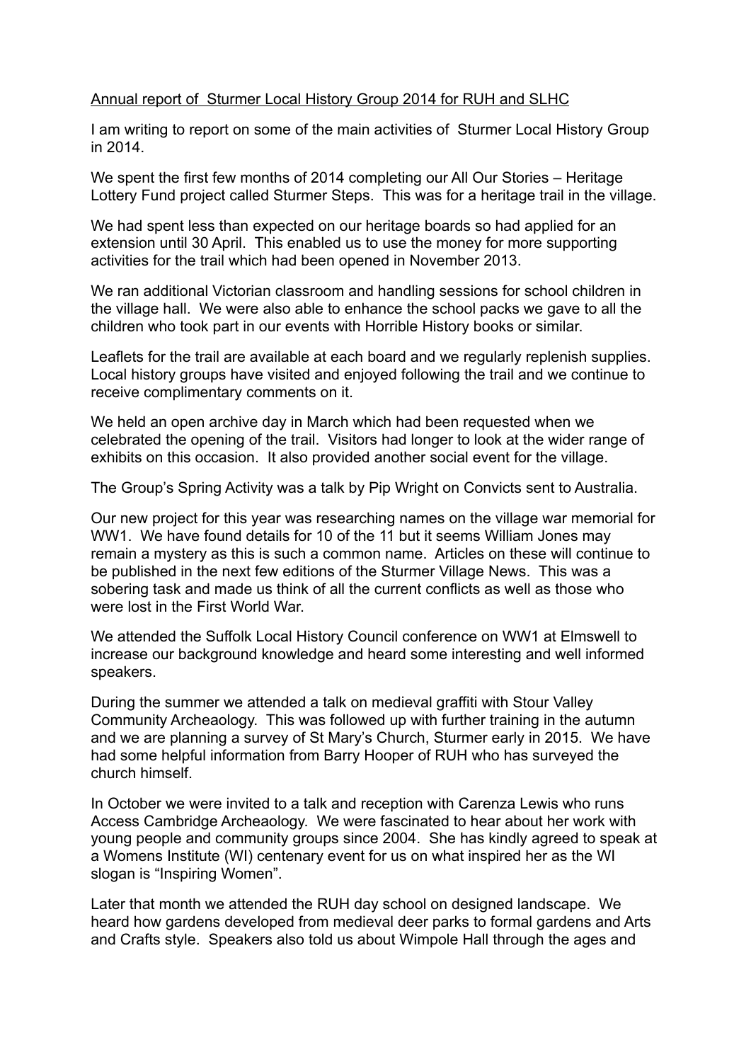Annual report of Sturmer Local History Group 2014 for RUH and SLHC

I am writing to report on some of the main activities of Sturmer Local History Group in 2014.

We spent the first few months of 2014 completing our All Our Stories – Heritage Lottery Fund project called Sturmer Steps. This was for a heritage trail in the village.

We had spent less than expected on our heritage boards so had applied for an extension until 30 April. This enabled us to use the money for more supporting activities for the trail which had been opened in November 2013.

We ran additional Victorian classroom and handling sessions for school children in the village hall. We were also able to enhance the school packs we gave to all the children who took part in our events with Horrible History books or similar.

Leaflets for the trail are available at each board and we regularly replenish supplies. Local history groups have visited and enjoyed following the trail and we continue to receive complimentary comments on it.

We held an open archive day in March which had been requested when we celebrated the opening of the trail. Visitors had longer to look at the wider range of exhibits on this occasion. It also provided another social event for the village.

The Group's Spring Activity was a talk by Pip Wright on Convicts sent to Australia.

Our new project for this year was researching names on the village war memorial for WW1. We have found details for 10 of the 11 but it seems William Jones may remain a mystery as this is such a common name. Articles on these will continue to be published in the next few editions of the Sturmer Village News. This was a sobering task and made us think of all the current conflicts as well as those who were lost in the First World War.

We attended the Suffolk Local History Council conference on WW1 at Elmswell to increase our background knowledge and heard some interesting and well informed speakers.

During the summer we attended a talk on medieval graffiti with Stour Valley Community Archaeology. This was followed up with further training in the autumn and we are planning a survey of St Mary's Church, Sturmer early in 2015. We have had some helpful information from Barry Hooper of RUH who has surveyed the church himself.

In October we were invited to a talk and reception with Carenza Lewis who runs Access Cambridge Archeaology. We were fascinated to hear about her work with young people and community groups since 2004. She has kindly agreed to speak at a Womens Institute (WI) centenary event for us on what inspired her as the WI slogan is "Inspiring Women".

Later that month we attended the RUH day school on designed landscape. We heard how gardens developed from medieval deer parks to formal gardens and Arts and Crafts style. Speakers also told us about Wimpole Hall through the ages and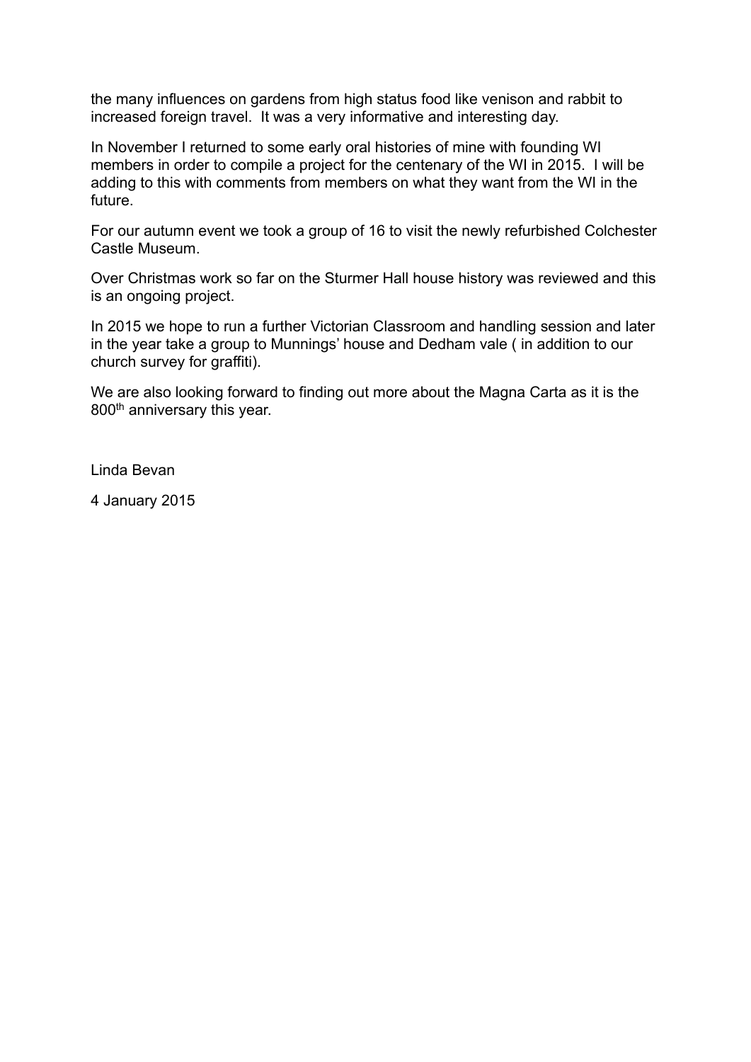the many influences on gardens from high status food like venison and rabbit to increased foreign travel. It was a very informative and interesting day.

In November I returned to some early oral histories of mine with founding WI members in order to compile a project for the centenary of the WI in 2015. I will be adding to this with comments from members on what they want from the WI in the future.

For our autumn event we took a group of 16 to visit the newly refurbished Colchester Castle Museum.

Over Christmas work so far on the Sturmer Hall house history was reviewed and this is an ongoing project.

In 2015 we hope to run a further Victorian Classroom and handling session and later in the year take a group to Munnings' house and Dedham vale ( in addition to our church survey for graffiti).

We are also looking forward to finding out more about the Magna Carta as it is the 800th anniversary this year.

Linda Bevan

4 January 2015